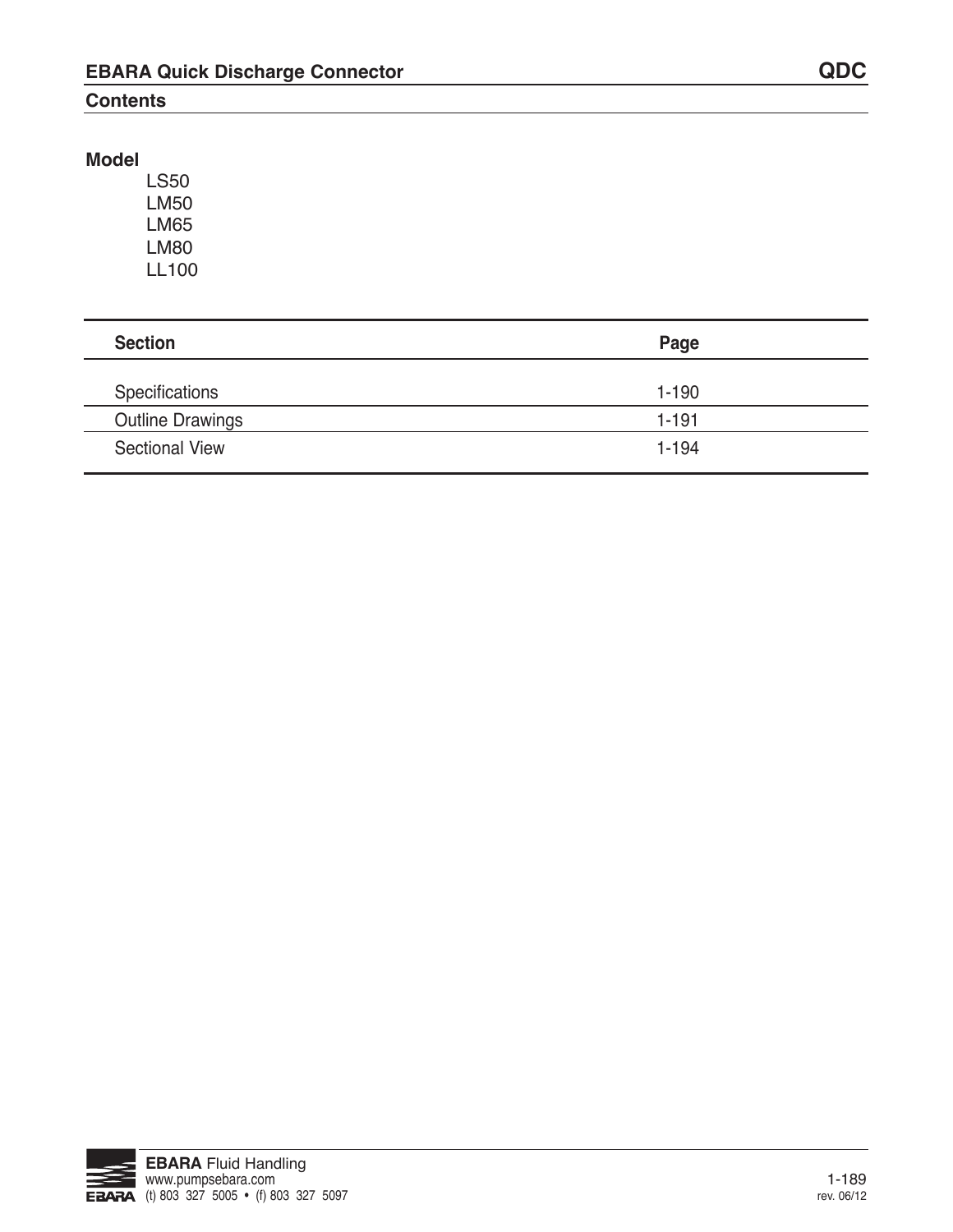# EBARA Quick Discharge Connector

## QDC

## Contents

**Model**

LS50
LM50
LM65
LM80
LL100

| Section | Page |
|---|---|
| Specifications | 1-190 |
| Outline Drawings | 1-191 |
| Sectional View | 1-194 |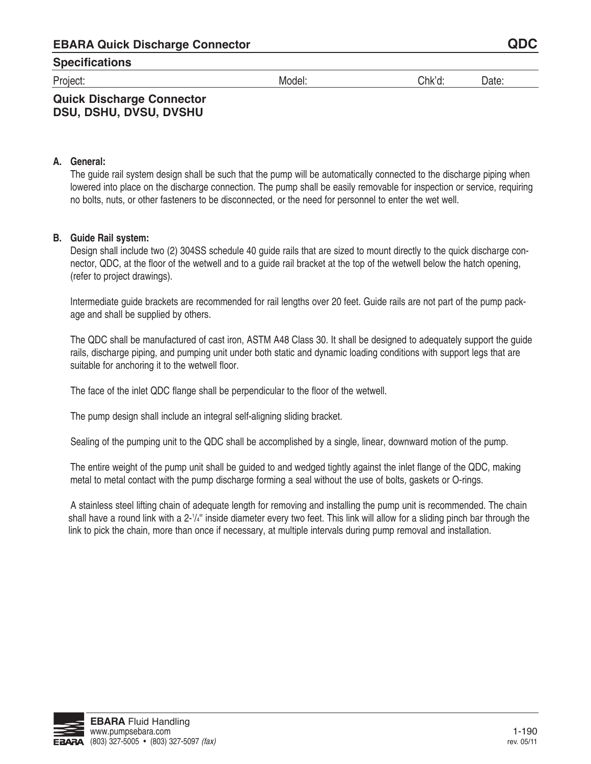## EBARA Quick Discharge Connector — QDC

### Specifications

Project: Model: Chk'd: Date:

### Quick Discharge Connector DSU, DSHU, DVSU, DVSHU

**A. General:**

The guide rail system design shall be such that the pump will be automatically connected to the discharge piping when lowered into place on the discharge connection. The pump shall be easily removable for inspection or service, requiring no bolts, nuts, or other fasteners to be disconnected, or the need for personnel to enter the wet well.

**B. Guide Rail system:**

Design shall include two (2) 304SS schedule 40 guide rails that are sized to mount directly to the quick discharge connector, QDC, at the floor of the wetwell and to a guide rail bracket at the top of the wetwell below the hatch opening, (refer to project drawings).

Intermediate guide brackets are recommended for rail lengths over 20 feet. Guide rails are not part of the pump package and shall be supplied by others.

The QDC shall be manufactured of cast iron, ASTM A48 Class 30. It shall be designed to adequately support the guide rails, discharge piping, and pumping unit under both static and dynamic loading conditions with support legs that are suitable for anchoring it to the wetwell floor.

The face of the inlet QDC flange shall be perpendicular to the floor of the wetwell.

The pump design shall include an integral self-aligning sliding bracket.

Sealing of the pumping unit to the QDC shall be accomplished by a single, linear, downward motion of the pump.

The entire weight of the pump unit shall be guided to and wedged tightly against the inlet flange of the QDC, making metal to metal contact with the pump discharge forming a seal without the use of bolts, gaskets or O-rings.

A stainless steel lifting chain of adequate length for removing and installing the pump unit is recommended. The chain shall have a round link with a 2-1/4" inside diameter every two feet. This link will allow for a sliding pinch bar through the link to pick the chain, more than once if necessary, at multiple intervals during pump removal and installation.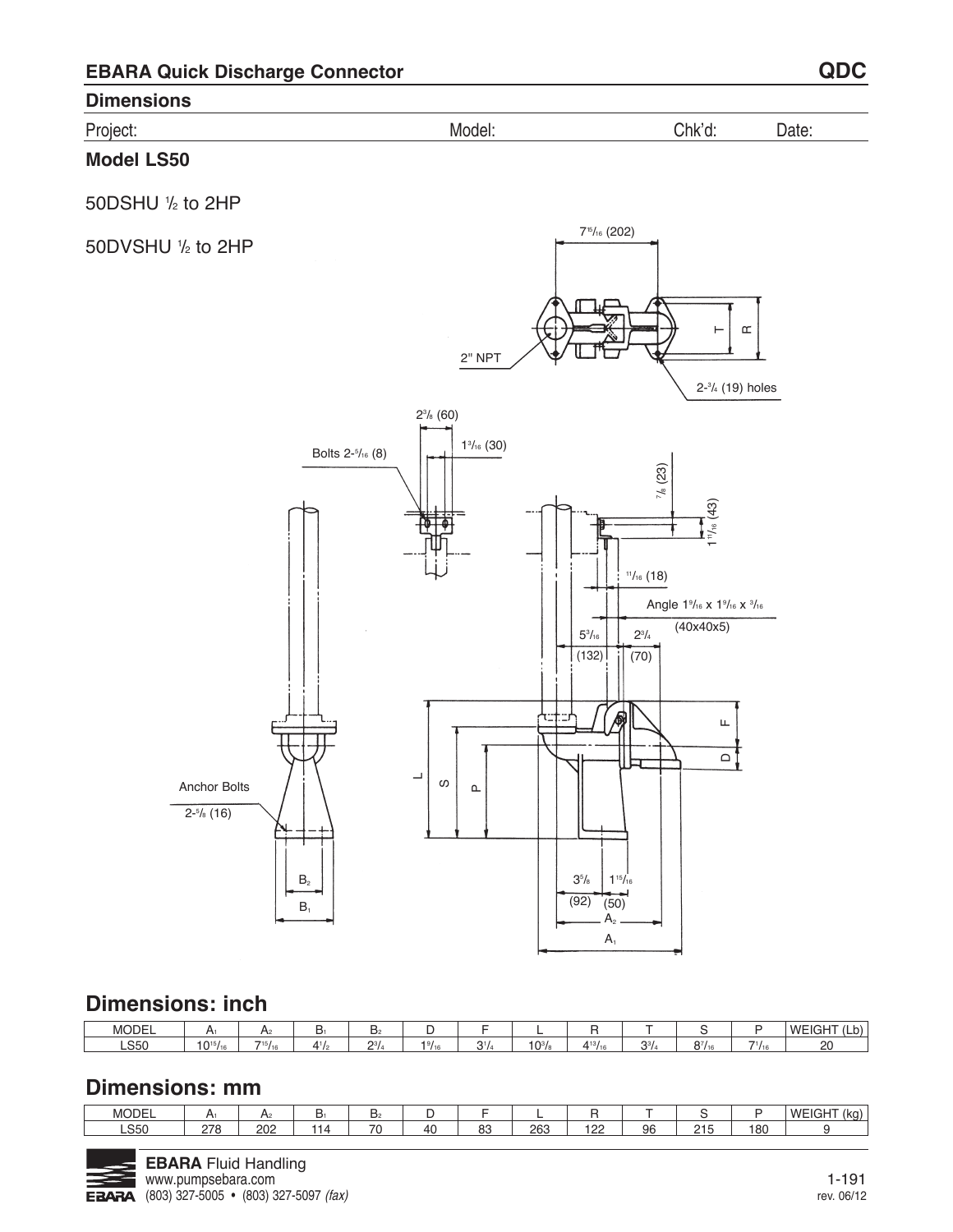## EBARA Quick Discharge Connector QDC

### Dimensions

Project: Model: Chk'd: Date:

### Model LS50

50DSHU ½ to 2HP

50DVSHU ½ to 2HP

7 15/16 (202)

2" NPT

T

R

2-3/4 (19) holes

2 3/8 (60)

1 3/16 (30)

Bolts 2-5/16 (8)

7/8 (23)

1 11/16 (43)

11/16 (18)

Angle 1 9/16 x 1 9/16 x 3/16

(40x40x5)

5 3/16

(132)

2 3/4

(70)

F

D

L

S

P

Anchor Bolts

2-5/8 (16)

B2

B1

3 5/8

(92)

1 15/16

(50)

A2

A1

## Dimensions: inch

| MODEL | $A_1$ | $A_2$ | $B_1$ | $B_2$ | D | F | L | R | T | S | P | WEIGHT (Lb) |
|---|---|---|---|---|---|---|---|---|---|---|---|---|
| LS50 | 10 15/16 | 7 15/16 | 4 1/2 | 2 3/4 | 1 9/16 | 3 1/4 | 10 3/8 | 4 13/16 | 3 3/4 | 8 7/16 | 7 1/16 | 20 |

## Dimensions: mm

| MODEL | $A_1$ | $A_2$ | $B_1$ | $B_2$ | D | F | L | R | T | S | P | WEIGHT (kg) |
|---|---|---|---|---|---|---|---|---|---|---|---|---|
| LS50 | 278 | 202 | 114 | 70 | 40 | 83 | 263 | 122 | 96 | 215 | 180 | 9 |

**EBARA** Fluid Handling
www.pumpsebara.com
(803) 327-5005 • (803) 327-5097 *(fax)*

rev. 06/12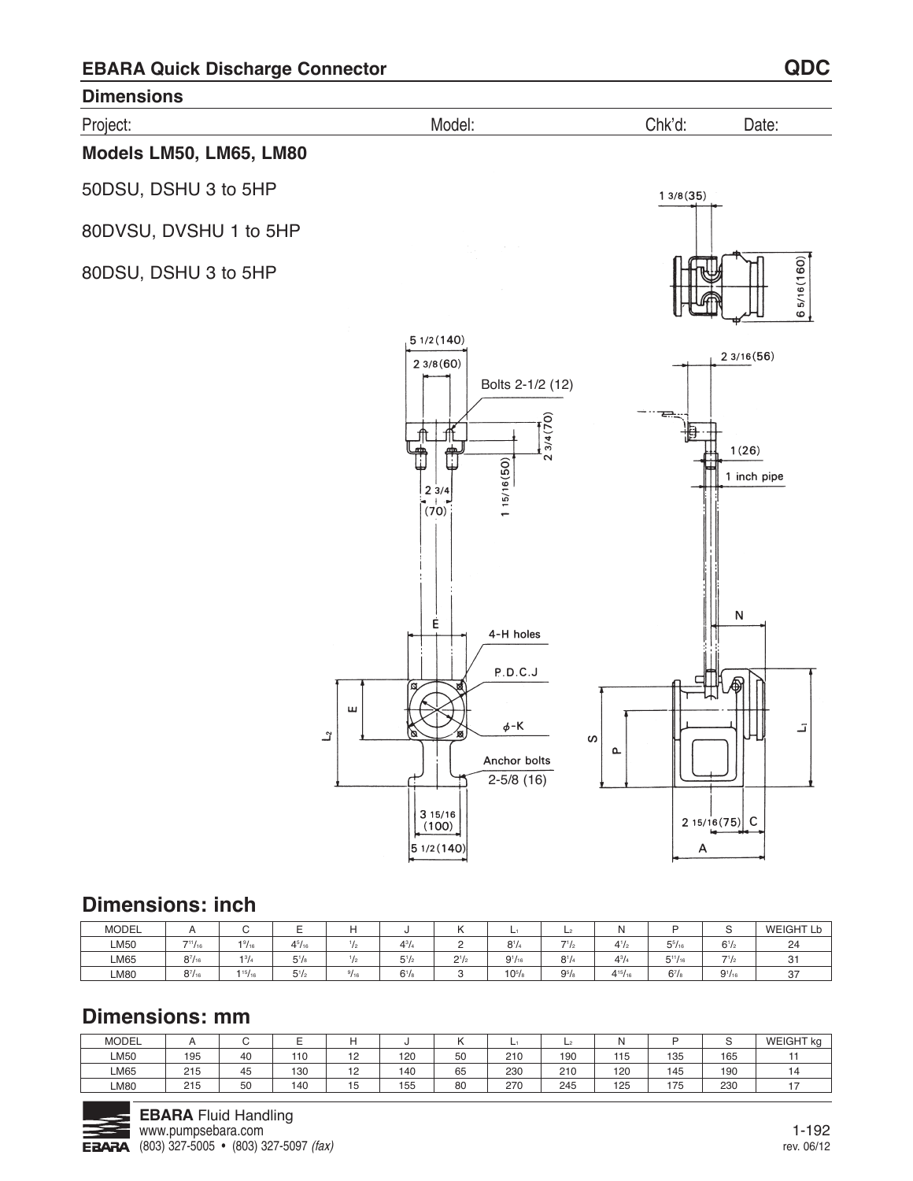## EBARA Quick Discharge Connector

**QDC**

### Dimensions

Project: Model: Chk'd: Date:

### Models LM50, LM65, LM80

50DSU, DSHU 3 to 5HP

80DVSU, DVSHU 1 to 5HP

80DSU, DSHU 3 to 5HP

1 3/8(35)

6 5/16(160)

5 1/2(140)

2 3/8(60)

Bolts 2-1/2 (12)

2 3/4(70)

1 15/16(50)

2 3/4 (70)

2 3/16(56)

1(26)

1 inch pipe

N

E

4-H holes

P.D.C.J

E

$\phi$-K

$L_2$

Anchor bolts 2-5/8 (16)

S

P

$L_1$

3 15/16 (100)

5 1/2(140)

2 15/16(75) C

A

## Dimensions: inch

| MODEL | A | C | E | H | J | K | $L_1$ | $L_2$ | N | P | S | WEIGHT Lb |
|---|---|---|---|---|---|---|---|---|---|---|---|---|
| LM50 | 7 11/16 | 1 9/16 | 4 5/16 | 1/2 | 4 3/4 | 2 | 8 1/4 | 7 1/2 | 4 1/2 | 5 5/16 | 6 1/2 | 24 |
| LM65 | 8 7/16 | 1 3/4 | 5 1/8 | 1/2 | 5 1/2 | 2 1/2 | 9 1/16 | 8 1/4 | 4 3/4 | 5 11/16 | 7 1/2 | 31 |
| LM80 | 8 7/16 | 1 15/16 | 5 1/2 | 9/16 | 6 1/8 | 3 | 10 5/8 | 9 5/8 | 4 15/16 | 6 7/8 | 9 1/16 | 37 |

## Dimensions: mm

| MODEL | A | C | E | H | J | K | $L_1$ | $L_2$ | N | P | S | WEIGHT kg |
|---|---|---|---|---|---|---|---|---|---|---|---|---|
| LM50 | 195 | 40 | 110 | 12 | 120 | 50 | 210 | 190 | 115 | 135 | 165 | 11 |
| LM65 | 215 | 45 | 130 | 12 | 140 | 65 | 230 | 210 | 120 | 145 | 190 | 14 |
| LM80 | 215 | 50 | 140 | 15 | 155 | 80 | 270 | 245 | 125 | 175 | 230 | 17 |

**EBARA** Fluid Handling
www.pumpsebara.com
(803) 327-5005 • (803) 327-5097 *(fax)*

1-192
rev. 06/12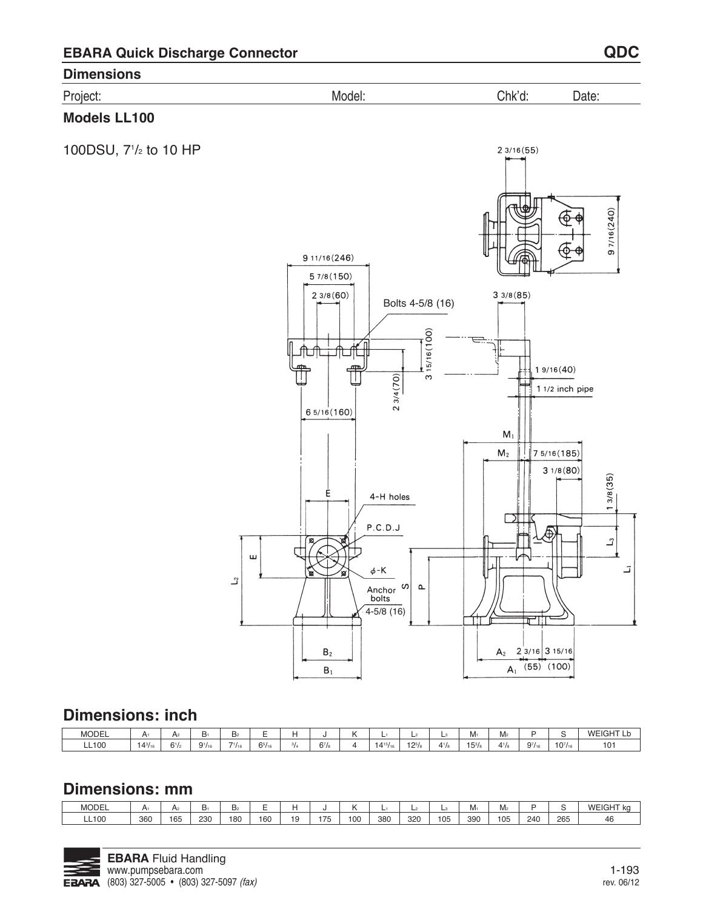## EBARA Quick Discharge Connector

**QDC**

### Dimensions

Project: Model: Chk'd: Date:

### Models LL100

100DSU, 7$^{1}/_{2}$ to 10 HP

2 3/16(55)

9 7/16(240)

9 11/16(246)

5 7/8(150)

2 3/8(60)

Bolts 4-5/8 (16)

3 3/8(85)

3 15/16(100)

2 3/4(70)

1 9/16(40)

1 1/2 inch pipe

6 5/16(160)

$M_1$

$M_2$

7 5/16(185)

3 1/8(80)

1 3/8(35)

E

4-H holes

P.C.D.J

E

$\phi$-K

Anchor bolts 4-5/8 (16)

$L_2$

S

P

$L_3$

$L_1$

$B_2$

$B_1$

$A_2$ 2 3/16 3 15/16

$A_1$ (55) (100)

## Dimensions: inch

| MODEL | $A_1$ | $A_2$ | $B_1$ | $B_2$ | E | H | J | K | $L_1$ | $L_2$ | $L_3$ | $M_1$ | $M_2$ | P | S | WEIGHT Lb |
|---|---|---|---|---|---|---|---|---|---|---|---|---|---|---|---|---|
| LL100 | 14$^{3}/_{16}$ | 6$^{1}/_{2}$ | 9$^{1}/_{16}$ | 7$^{1}/_{16}$ | 6$^{5}/_{16}$ | $^{3}/_{4}$ | 6$^{7}/_{8}$ | 4 | 14$^{15}/_{16}$ | 12$^{5}/_{8}$ | 4$^{1}/_{8}$ | 15$^{3}/_{8}$ | 4$^{1}/_{8}$ | 9$^{7}/_{16}$ | 10$^{7}/_{16}$ | 101 |

## Dimensions: mm

| MODEL | $A_1$ | $A_2$ | $B_1$ | $B_2$ | E | H | J | K | $L_1$ | $L_2$ | $L_3$ | $M_1$ | $M_2$ | P | S | WEIGHT kg |
|---|---|---|---|---|---|---|---|---|---|---|---|---|---|---|---|---|
| LL100 | 360 | 165 | 230 | 180 | 160 | 19 | 175 | 100 | 380 | 320 | 105 | 390 | 105 | 240 | 265 | 46 |

**EBARA** Fluid Handling
www.pumpsebara.com
(803) 327-5005 • (803) 327-5097 *(fax)*

rev. 06/12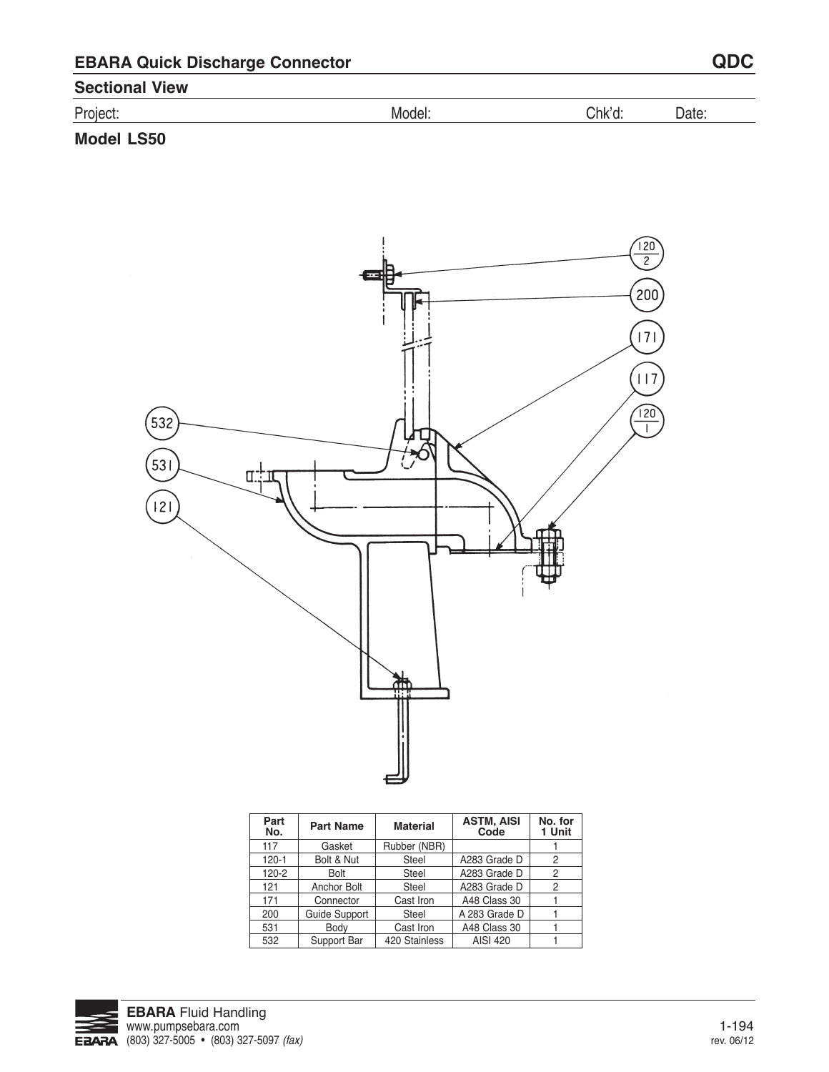## EBARA Quick Discharge Connector

QDC

### Sectional View

Project: Model: Chk'd: Date:

### Model LS50

120-2

200

171

117

120-1

532

531

121

| Part No. | Part Name | Material | ASTM, AISI Code | No. for 1 Unit |
|---|---|---|---|---|
| 117 | Gasket | Rubber (NBR) | | 1 |
| 120-1 | Bolt & Nut | Steel | A283 Grade D | 2 |
| 120-2 | Bolt | Steel | A283 Grade D | 2 |
| 121 | Anchor Bolt | Steel | A283 Grade D | 2 |
| 171 | Connector | Cast Iron | A48 Class 30 | 1 |
| 200 | Guide Support | Steel | A 283 Grade D | 1 |
| 531 | Body | Cast Iron | A48 Class 30 | 1 |
| 532 | Support Bar | 420 Stainless | AISI 420 | 1 |

**EBARA** Fluid Handling
www.pumpsebara.com
(803) 327-5005 • (803) 327-5097 *(fax)*

rev. 06/12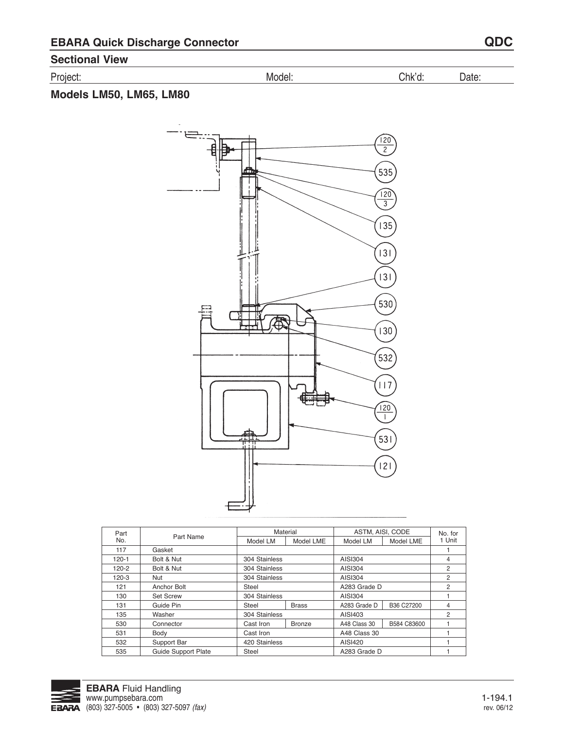## EBARA Quick Discharge Connector

QDC

### Sectional View

Project: Model: Chk'd: Date:

### Models LM50, LM65, LM80

120/2
535
120/3
135
131
131
530
130
532
117
120/1
531
121

| Part No. | Part Name | Material | | ASTM, AISI, CODE | | No. for 1 Unit |
|---|---|---|---|---|---|---|
| | | Model LM | Model LME | Model LM | Model LME | |
| 117 | Gasket | | | | | 1 |
| 120-1 | Bolt & Nut | 304 Stainless | | AISI304 | | 4 |
| 120-2 | Bolt & Nut | 304 Stainless | | AISI304 | | 2 |
| 120-3 | Nut | 304 Stainless | | AISI304 | | 2 |
| 121 | Anchor Bolt | Steel | | A283 Grade D | | 2 |
| 130 | Set Screw | 304 Stainless | | AISI304 | | 1 |
| 131 | Guide Pin | Steel | Brass | A283 Grade D | B36 C27200 | 4 |
| 135 | Washer | 304 Stainless | | AISI403 | | 2 |
| 530 | Connector | Cast Iron | Bronze | A48 Class 30 | B584 C83600 | 1 |
| 531 | Body | Cast Iron | | A48 Class 30 | | 1 |
| 532 | Support Bar | 420 Stainless | | AISI420 | | 1 |
| 535 | Guide Support Plate | Steel | | A283 Grade D | | 1 |

**EBARA** Fluid Handling
www.pumpsebara.com
(803) 327-5005 • (803) 327-5097 *(fax)*

1-194.1
rev. 06/12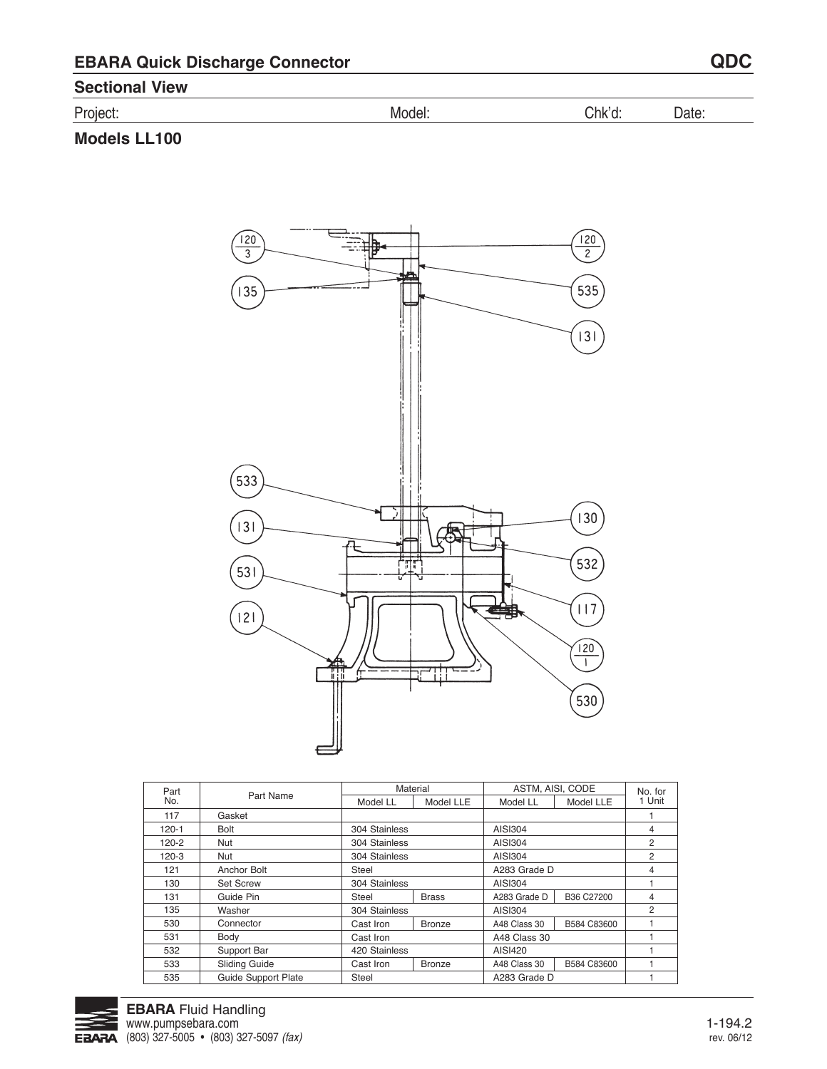## EBARA Quick Discharge Connector

QDC

### Sectional View

Project: Model: Chk'd: Date:

### Models LL100

120/3

135

533

131

531

121

120/2

535

131

130

532

117

120/1

530

| Part No. | Part Name | Material | | ASTM, AISI, CODE | | No. for 1 Unit |
|---|---|---|---|---|---|---|
| | | Model LL | Model LLE | Model LL | Model LLE | |
| 117 | Gasket | | | | | 1 |
| 120-1 | Bolt | 304 Stainless | | AISI304 | | 4 |
| 120-2 | Nut | 304 Stainless | | AISI304 | | 2 |
| 120-3 | Nut | 304 Stainless | | AISI304 | | 2 |
| 121 | Anchor Bolt | Steel | | A283 Grade D | | 4 |
| 130 | Set Screw | 304 Stainless | | AISI304 | | 1 |
| 131 | Guide Pin | Steel | Brass | A283 Grade D | B36 C27200 | 4 |
| 135 | Washer | 304 Stainless | | AISI304 | | 2 |
| 530 | Connector | Cast Iron | Bronze | A48 Class 30 | B584 C83600 | 1 |
| 531 | Body | Cast Iron | | A48 Class 30 | | 1 |
| 532 | Support Bar | 420 Stainless | | AISI420 | | 1 |
| 533 | Sliding Guide | Cast Iron | Bronze | A48 Class 30 | B584 C83600 | 1 |
| 535 | Guide Support Plate | Steel | | A283 Grade D | | 1 |

**EBARA** Fluid Handling
www.pumpsebara.com
(803) 327-5005 • (803) 327-5097 *(fax)*

1-194.2
rev. 06/12